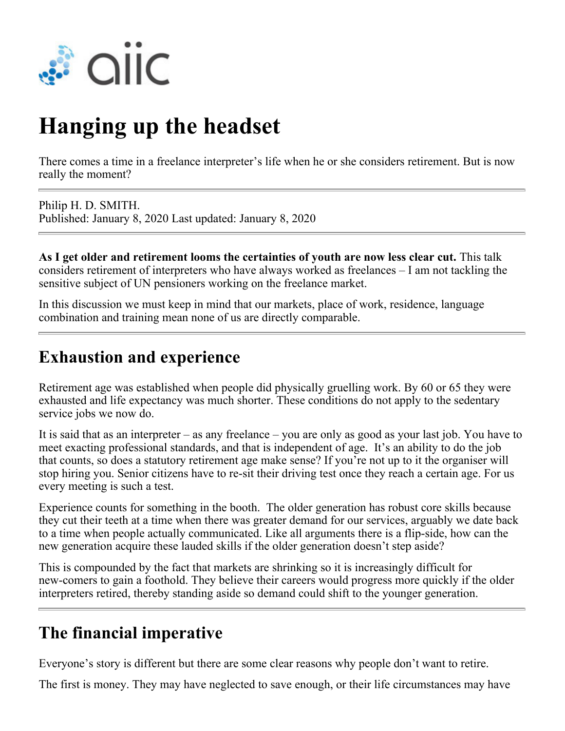# Hanging up the headset

There comes a time in a freelance interpreter's life when he or she considers retirement. But is now really the moment?

---

Philip H. D. SMITH.
Published: January 8, 2020 Last updated: January 8, 2020

---

**As I get older and retirement looms the certainties of youth are now less clear cut.** This talk considers retirement of interpreters who have always worked as freelances – I am not tackling the sensitive subject of UN pensioners working on the freelance market.

In this discussion we must keep in mind that our markets, place of work, residence, language combination and training mean none of us are directly comparable.

---

## Exhaustion and experience

Retirement age was established when people did physically gruelling work. By 60 or 65 they were exhausted and life expectancy was much shorter. These conditions do not apply to the sedentary service jobs we now do.

It is said that as an interpreter – as any freelance – you are only as good as your last job. You have to meet exacting professional standards, and that is independent of age. It's an ability to do the job that counts, so does a statutory retirement age make sense? If you're not up to it the organiser will stop hiring you. Senior citizens have to re-sit their driving test once they reach a certain age. For us every meeting is such a test.

Experience counts for something in the booth. The older generation has robust core skills because they cut their teeth at a time when there was greater demand for our services, arguably we date back to a time when people actually communicated. Like all arguments there is a flip-side, how can the new generation acquire these lauded skills if the older generation doesn't step aside?

This is compounded by the fact that markets are shrinking so it is increasingly difficult for new-comers to gain a foothold. They believe their careers would progress more quickly if the older interpreters retired, thereby standing aside so demand could shift to the younger generation.

---

## The financial imperative

Everyone's story is different but there are some clear reasons why people don't want to retire.

The first is money. They may have neglected to save enough, or their life circumstances may have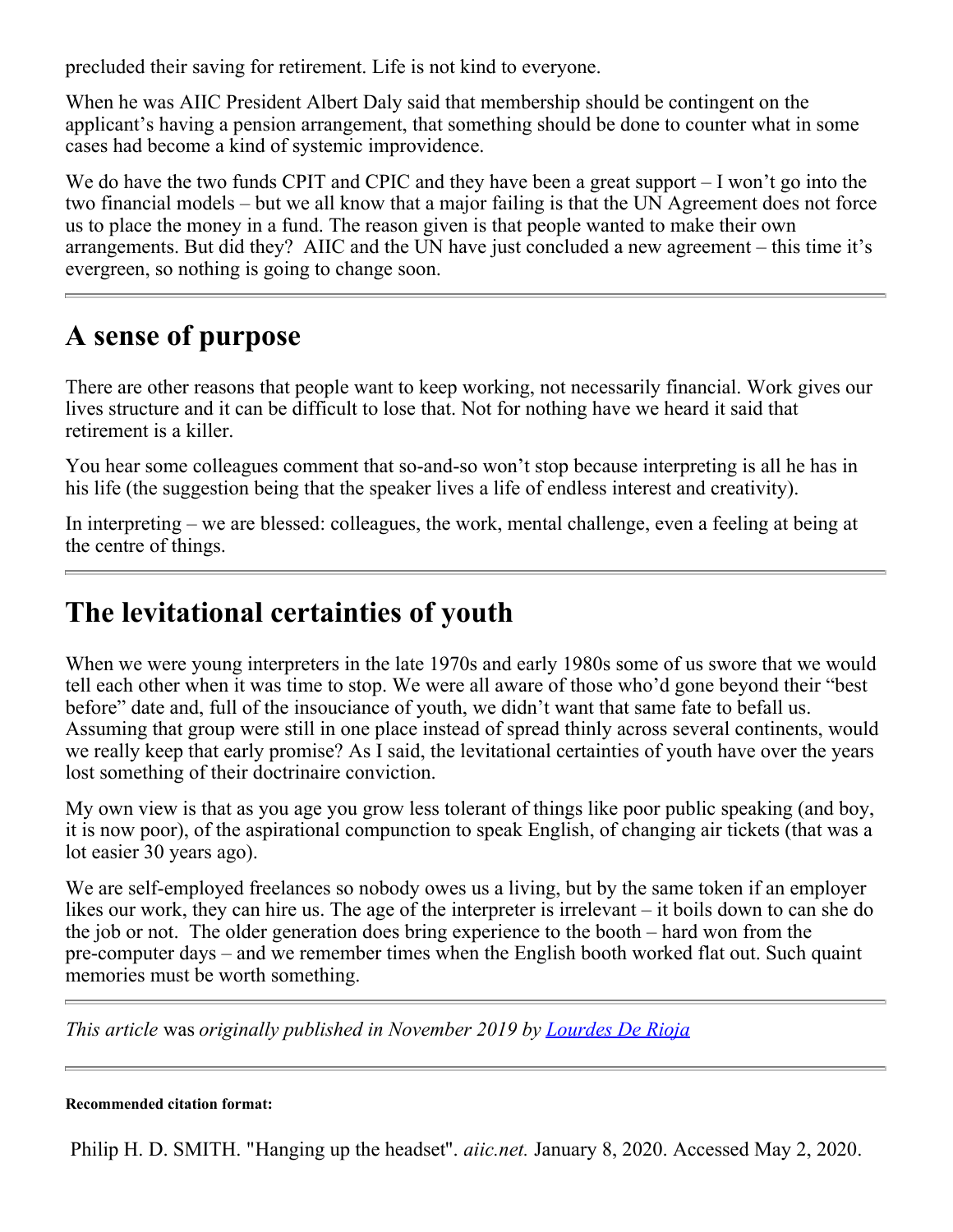precluded their saving for retirement. Life is not kind to everyone.

When he was AIIC President Albert Daly said that membership should be contingent on the applicant's having a pension arrangement, that something should be done to counter what in some cases had become a kind of systemic improvidence.

We do have the two funds CPIT and CPIC and they have been a great support – I won't go into the two financial models – but we all know that a major failing is that the UN Agreement does not force us to place the money in a fund. The reason given is that people wanted to make their own arrangements. But did they? AIIC and the UN have just concluded a new agreement – this time it's evergreen, so nothing is going to change soon.

---

## A sense of purpose

There are other reasons that people want to keep working, not necessarily financial. Work gives our lives structure and it can be difficult to lose that. Not for nothing have we heard it said that retirement is a killer.

You hear some colleagues comment that so-and-so won't stop because interpreting is all he has in his life (the suggestion being that the speaker lives a life of endless interest and creativity).

In interpreting – we are blessed: colleagues, the work, mental challenge, even a feeling at being at the centre of things.

---

## The levitational certainties of youth

When we were young interpreters in the late 1970s and early 1980s some of us swore that we would tell each other when it was time to stop. We were all aware of those who'd gone beyond their "best before" date and, full of the insouciance of youth, we didn't want that same fate to befall us. Assuming that group were still in one place instead of spread thinly across several continents, would we really keep that early promise? As I said, the levitational certainties of youth have over the years lost something of their doctrinaire conviction.

My own view is that as you age you grow less tolerant of things like poor public speaking (and boy, it is now poor), of the aspirational compunction to speak English, of changing air tickets (that was a lot easier 30 years ago).

We are self-employed freelances so nobody owes us a living, but by the same token if an employer likes our work, they can hire us. The age of the interpreter is irrelevant – it boils down to can she do the job or not. The older generation does bring experience to the booth – hard won from the pre-computer days – and we remember times when the English booth worked flat out. Such quaint memories must be worth something.

---

*This article* was *originally published in November 2019 by [Lourdes De Rioja]()*

---

**Recommended citation format:**

Philip H. D. SMITH. "Hanging up the headset". *aiic.net.* January 8, 2020. Accessed May 2, 2020.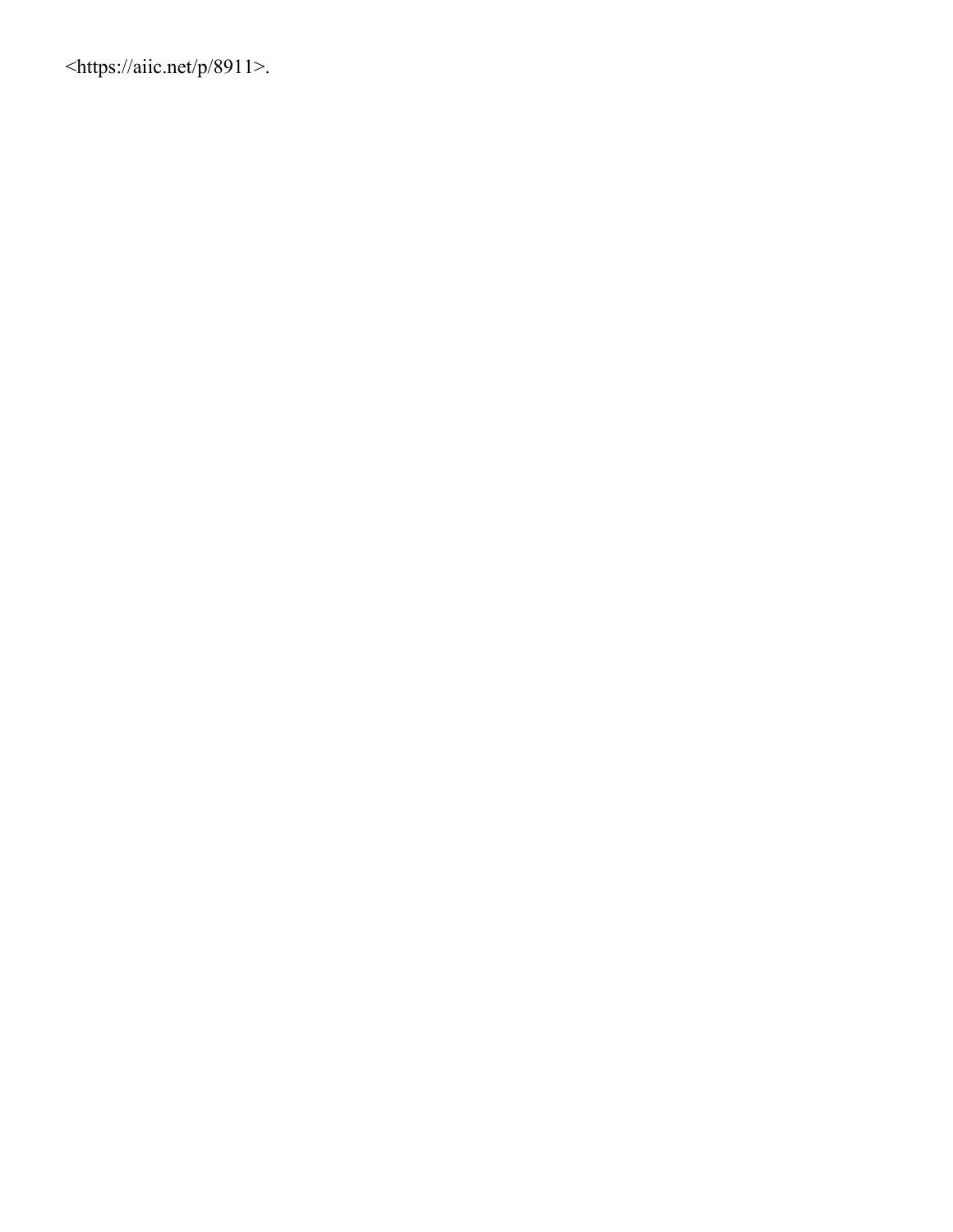<https://aiic.net/p/8911>.